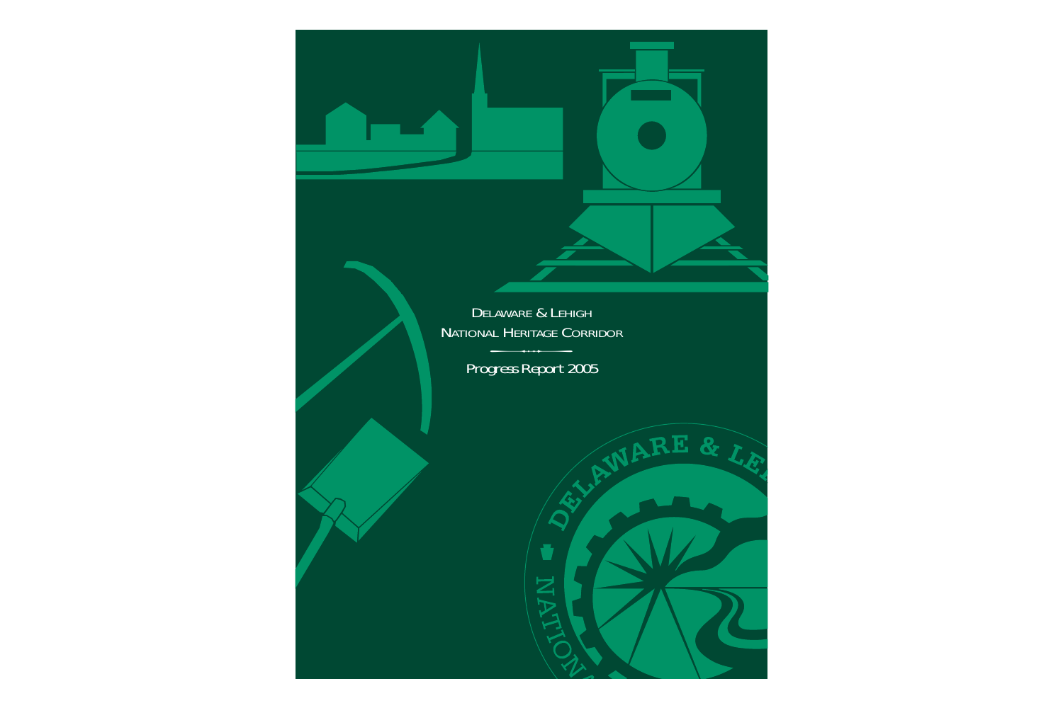# Delaware & Lehigh National Heritage Corridor

## Progress Report 2005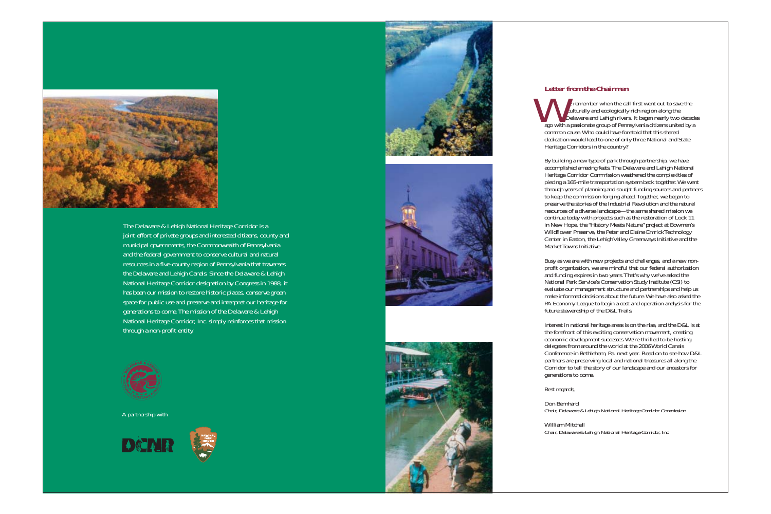The Delaware & Lehigh National Heritage Corridor is a joint effort of private groups and interested citizens, county and municipal governments, the Commonwealth of Pennsylvania and the federal government to conserve cultural and natural resources in a five-county region of Pennsylvania that traverses the Delaware and Lehigh Canals. Since the Delaware & Lehigh National Heritage Corridor designation by Congress in 1988, it has been our mission to restore historic places, conserve green space for public use and preserve and interpret our heritage for generations to come. The mission of the Delaware & Lehigh National Heritage Corridor, Inc. simply reinforces that mission through a non-profit entity.

A partnership with

## Letter from the Chairmen

We remember when the call first went out to save the culturally and ecologically rich region along the Delaware and Lehigh rivers. It began nearly two decades ago with a passionate group of Pennsylvania citizens united by a common cause. Who could have foretold that this shared dedication would lead to one of only three National and State Heritage Corridors in the country?

By building a new type of park through partnership, we have accomplished amazing feats. The Delaware and Lehigh National Heritage Corridor Commission weathered the complexities of piecing a 165-mile transportation system back together. We went through years of planning and sought funding sources and partners to keep the commission forging ahead. Together, we began to preserve the stories of the Industrial Revolution and the natural resources of a diverse landscape—the same shared mission we continue today with projects such as the restoration of Lock 11 in New Hope, the "History Meets Nature" project at Bowman's Wildflower Preserve, the Peter and Elaine Emrick Technology Center in Easton, the Lehigh Valley Greenways Initiative and the Market Towns Initiative.

Busy as we are with new projects and challenges, and a new non-profit organization, we are mindful that our federal authorization and funding expires in two years. That's why we've asked the National Park Service's Conservation Study Institute (CSI) to evaluate our management structure and partnerships and help us make informed decisions about the future. We have also asked the PA Economy League to begin a cost and operation analysis for the future stewardship of the D&L Trails.

Interest in national heritage areas is on the rise, and the D&L is at the forefront of this exciting conservation movement, creating economic development successes. We're thrilled to be hosting delegates from around the world at the 2006 World Canals Conference in Bethlehem, Pa. next year. Read on to see how D&L partners are preserving local and national treasures all along the Corridor to tell the story of our landscape and our ancestors for generations to come.

Best regards,

Don Bernhard
*Chair, Delaware & Lehigh National Heritage Corridor Commission*

William Mitchell
*Chair, Delaware & Lehigh National Heritage Corridor, Inc.*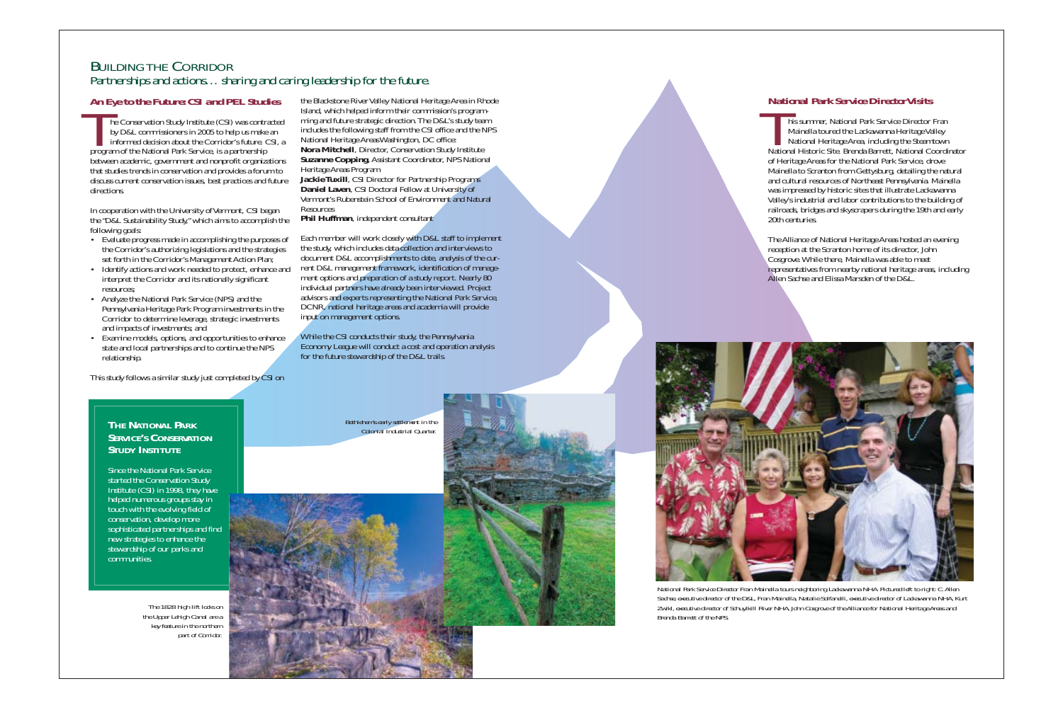# BUILDING THE CORRIDOR

*Partnerships and actions… sharing and caring leadership for the future.*

## An Eye to the Future: CSI and PEL Studies

The Conservation Study Institute (CSI) was contracted by D&L commissioners in 2005 to help us make an informed decision about the Corridor's future. CSI, a program of the National Park Service, is a partnership between academic, government and nonprofit organizations that studies trends in conservation and provides a forum to discuss current conservation issues, best practices and future directions.

In cooperation with the University of Vermont, CSI began the "D&L Sustainability Study," which aims to accomplish the following goals:

- Evaluate progress made in accomplishing the purposes of the Corridor's authorizing legislations and the strategies set forth in the Corridor's Management Action Plan;
- Identify actions and work needed to protect, enhance and interpret the Corridor and its nationally significant resources;
- Analyze the National Park Service (NPS) and the Pennsylvania Heritage Park Program investments in the Corridor to determine leverage, strategic investments and impacts of investments; and
- Examine models, options, and opportunities to enhance state and local partnerships and to continue the NPS relationship.

This study follows a similar study just completed by CSI on the Blackstone River Valley National Heritage Area in Rhode Island, which helped inform their commission's programming and future strategic direction. The D&L's study team includes the following staff from the CSI office and the NPS National Heritage Areas Washington, DC office:

**Nora Mitchell**, Director, Conservation Study Institute
**Suzanne Copping**, Assistant Coordinator, NPS National Heritage Areas Program
**Jackie Tuxill**, CSI Director for Partnership Programs
**Daniel Laven**, CSI Doctoral Fellow at University of Vermont's Rubenstein School of Environment and Natural Resources
**Phil Huffman**, independent consultant

Each member will work closely with D&L staff to implement the study, which includes data collection and interviews to document D&L accomplishments to date, analysis of the current D&L management framework, identification of management options and preparation of a study report. Nearly 80 individual partners have already been interviewed. Project advisors and experts representing the National Park Service, DCNR, national heritage areas and academia will provide input on management options.

While the CSI conducts their study, the Pennsylvania Economy League will conduct a cost and operation analysis for the future stewardship of the D&L trails.

### THE NATIONAL PARK SERVICE'S CONSERVATION STUDY INSTITUTE

Since the National Park Service started the Conservation Study Institute (CSI) in 1998, they have helped numerous groups stay in touch with the evolving field of conservation, develop more sophisticated partnerships and find new strategies to enhance the stewardship of our parks and communities.

*Bethlehem's early settlement in the Colonial Industrial Quarter.*

*The 1828 High lift locks on the Upper Lehigh Canal are a key feature in the northern part of Corridor.*

## National Park Service Director Visits

This summer, National Park Service Director Fran Mainella toured the Lackawanna Heritage Valley National Heritage Area, including the Steamtown National Historic Site. Brenda Barrett, National Coordinator of Heritage Areas for the National Park Service, drove Mainella to Scranton from Gettysburg, detailing the natural and cultural resources of Northeast Pennsylvania. Mainella was impressed by historic sites that illustrate Lackawanna Valley's industrial and labor contributions to the building of railroads, bridges and skyscrapers during the 19th and early 20th centuries.

The Alliance of National Heritage Areas hosted an evening reception at the Scranton home of its director, John Cosgrove. While there, Mainella was able to meet representatives from nearby national heritage areas, including Allen Sachse and Elissa Marsden of the D&L.

National Park Service Director Fran Mainella tours neighboring Lackawanna NHA. Pictured left to right: C. Allen Sachse, executive director of the D&L, Fran Mainella, Natalie Solfanelli, executive director of Lackawanna NHA, Kurt Zwikl, executive director of Schuylkill River NHA, John Cosgrove of the Alliance for National Heritage Areas and Brenda Barrett of the NPS.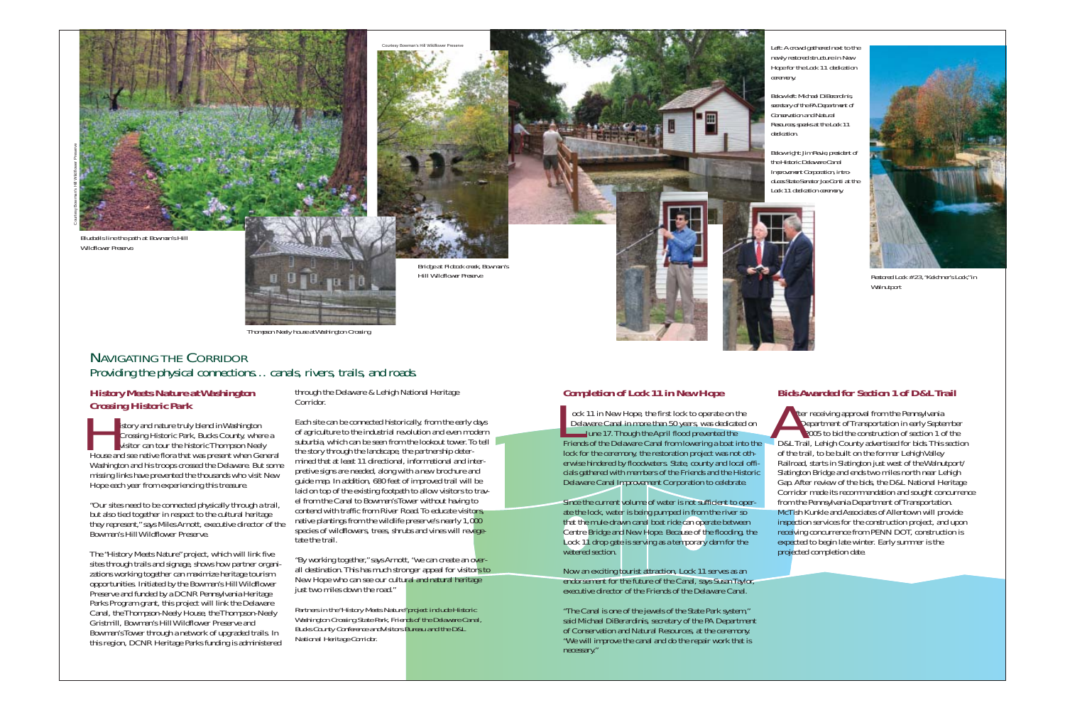Courtesy Bowman's Hill Wildflower Preserve

Bluebells line the path at Bowman's Hill Wildflower Preserve

Courtesy Bowman's Hill Wildflower Preserve

Bridge at Pidcock creek, Bowman's Hill Wildflower Preserve

Thompson Neely house at Washington Crossing

Left: A crowd gathered next to the newly restored structure in New Hope for the Lock 11 dedication ceremony.

Below left: Michael DiBerardinis, secretary of the PA Department of Conservation and Natural Resources, speaks at the Lock 11 dedication.

Below right: Jim Revie, president of the Historic Delaware Canal Improvement Corporation, introduces State Senator Joe Conti at the Lock 11 dedication ceremony.

Restored Lock #23, "Kelchner's Lock," in Walnutport

# Navigating the Corridor

*Providing the physical connections… canals, rivers, trails, and roads*

## History Meets Nature at Washington Crossing Historic Park

History and nature truly blend in Washington Crossing Historic Park, Bucks County, where a visitor can tour the historic Thompson Neely House and see native flora that was present when General Washington and his troops crossed the Delaware. But some missing links have prevented the thousands who visit New Hope each year from experiencing this treasure.

"Our sites need to be connected physically through a trail, but also tied together in respect to the cultural heritage they represent," says Miles Arnott, executive director of the Bowman's Hill Wildflower Preserve.

The "History Meets Nature" project, which will link five sites through trails and signage, shows how partner organizations working together can maximize heritage tourism opportunities. Initiated by the Bowman's Hill Wildflower Preserve and funded by a DCNR Pennsylvania Heritage Parks Program grant, this project will link the Delaware Canal, the Thompson-Neely House, the Thompson-Neely Gristmill, Bowman's Hill Wildflower Preserve and Bowman's Tower through a network of upgraded trails. In this region, DCNR Heritage Parks funding is administered through the Delaware & Lehigh National Heritage Corridor.

Each site can be connected historically, from the early days of agriculture to the industrial revolution and even modern suburbia, which can be seen from the lookout tower. To tell the story through the landscape, the partnership determined that at least 11 directional, informational and interpretive signs are needed, along with a new brochure and guide map. In addition, 680 feet of improved trail will be laid on top of the existing footpath to allow visitors to travel from the Canal to Bowman's Tower without having to contend with traffic from River Road. To educate visitors, native plantings from the wildlife preserve's nearly 1,000 species of wildflowers, trees, shrubs and vines will revegetate the trail.

"By working together," says Arnott, "we can create an overall destination. This has much stronger appeal for visitors to New Hope who can see our cultural and natural heritage just two miles down the road."

*Partners in the "History Meets Nature" project include Historic Washington Crossing State Park, Friends of the Delaware Canal, Bucks County Conference and Visitors Bureau and the D&L National Heritage Corridor.*

## Completion of Lock 11 in New Hope

Lock 11 in New Hope, the first lock to operate on the Delaware Canal in more than 50 years, was dedicated on June 17. Though the April flood prevented the Friends of the Delaware Canal from lowering a boat into the lock for the ceremony, the restoration project was not otherwise hindered by floodwaters. State, county and local officials gathered with members of the Friends and the Historic Delaware Canal Improvement Corporation to celebrate.

Since the current volume of water is not sufficient to operate the lock, water is being pumped in from the river so that the mule-drawn canal boat ride can operate between Centre Bridge and New Hope. Because of the flooding, the Lock 11 drop gate is serving as a temporary dam for the watered section.

Now an exciting tourist attraction, Lock 11 serves as an endorsement for the future of the Canal, says Susan Taylor, executive director of the Friends of the Delaware Canal.

"The Canal is one of the jewels of the State Park system," said Michael DiBerardinis, secretary of the PA Department of Conservation and Natural Resources, at the ceremony. "We will improve the canal and do the repair work that is necessary."

## Bids Awarded for Section 1 of D&L Trail

After receiving approval from the Pennsylvania Department of Transportation in early September 2005 to bid the construction of section 1 of the D&L Trail, Lehigh County advertised for bids. This section of the trail, to be built on the former Lehigh Valley Railroad, starts in Slatington just west of the Walnutport/Slatington Bridge and ends two miles north near Lehigh Gap. After review of the bids, the D&L National Heritage Corridor made its recommendation and sought concurrence from the Pennsylvania Department of Transportation. McTish Kunkle and Associates of Allentown will provide inspection services for the construction project, and upon receiving concurrence from PENN DOT, construction is expected to begin late winter. Early summer is the projected completion date.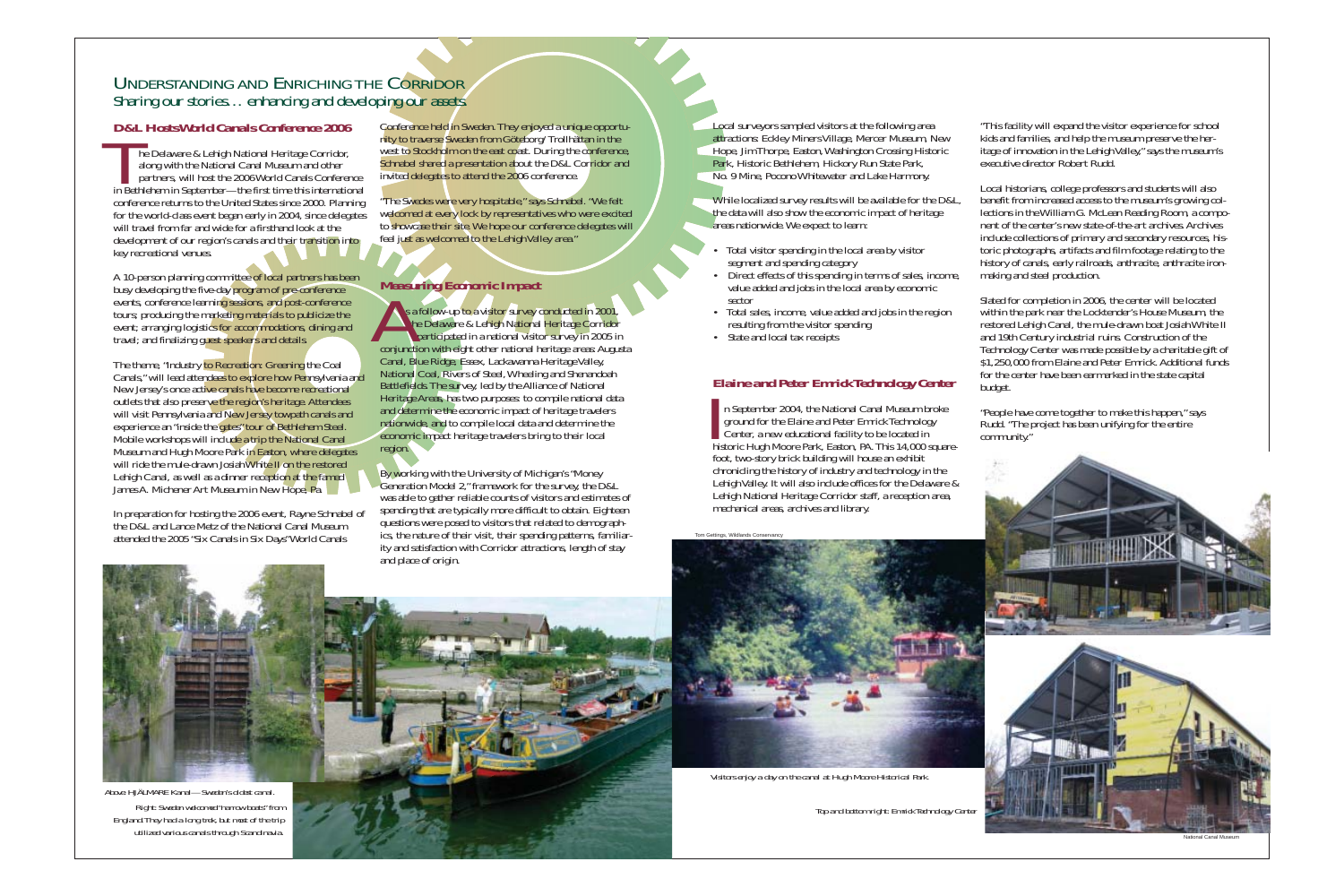# Understanding and Enriching the Corridor

*Sharing our stories… enhancing and developing our assets.*

## D&L Hosts World Canals Conference 2006

The Delaware & Lehigh National Heritage Corridor, along with the National Canal Museum and other partners, will host the 2006 World Canals Conference in Bethlehem in September—the first time this international conference returns to the United States since 2000. Planning for the world-class event began early in 2004, since delegates will travel from far and wide for a firsthand look at the development of our region's canals and their transition into key recreational venues.

A 10-person planning committee of local partners has been busy developing the five-day program of pre-conference events, conference learning sessions, and post-conference tours; producing the marketing materials to publicize the event; arranging logistics for accommodations, dining and travel; and finalizing guest speakers and details.

The theme, "Industry to Recreation: Greening the Coal Canals," will lead attendees to explore how Pennsylvania and New Jersey's once active canals have become recreational outlets that also preserve the region's heritage. Attendees will visit Pennsylvania and New Jersey towpath canals and experience an "inside the gates" tour of Bethlehem Steel. Mobile workshops will include a trip the National Canal Museum and Hugh Moore Park in Easton, where delegates will ride the mule-drawn Josiah White II on the restored Lehigh Canal, as well as a dinner reception at the famed James A. Michener Art Museum in New Hope, Pa.

In preparation for hosting the 2006 event, Rayne Schnabel of the D&L and Lance Metz of the National Canal Museum attended the 2005 "Six Canals in Six Days" World Canals Conference held in Sweden. They enjoyed a unique opportunity to traverse Sweden from Göteborg/Trollhättan in the west to Stockholm on the east coast. During the conference, Schnabel shared a presentation about the D&L Corridor and invited delegates to attend the 2006 conference.

"The Swedes were very hospitable," says Schnabel. "We felt welcomed at every lock by representatives who were excited to showcase their site. We hope our conference delegates will feel just as welcomed to the Lehigh Valley area."

Above: HJÄLMARE Kanal—Sweden's oldest canal.

Right: Sweden welcomed "narrow boats" from England. They had a long trek, but most of the trip utilized various canals through Scandinavia.

## Measuring Economic Impact

As a follow-up to a visitor survey conducted in 2001, the Delaware & Lehigh National Heritage Corridor participated in a national visitor survey in 2005 in conjunction with eight other national heritage areas: Augusta Canal, Blue Ridge, Essex, Lackawanna Heritage Valley, National Coal, Rivers of Steel, Wheeling and Shenandoah Battlefields. The survey, led by the Alliance of National Heritage Areas, has two purposes: to compile national data and determine the economic impact of heritage travelers nationwide, and to compile local data and determine the economic impact heritage travelers bring to their local region.

By working with the University of Michigan's "Money Generation Model 2," framework for the survey, the D&L was able to gather reliable counts of visitors and estimates of spending that are typically more difficult to obtain. Eighteen questions were posed to visitors that related to demographics, the nature of their visit, their spending patterns, familiarity and satisfaction with Corridor attractions, length of stay and place of origin.

Local surveyors sampled visitors at the following area attractions: Eckley Miners Village, Mercer Museum, New Hope, Jim Thorpe, Easton, Washington Crossing Historic Park, Historic Bethlehem, Hickory Run State Park, No. 9 Mine, Pocono Whitewater and Lake Harmony.

While localized survey results will be available for the D&L, the data will also show the economic impact of heritage areas nationwide. We expect to learn:

- Total visitor spending in the local area by visitor segment and spending category
- Direct effects of this spending in terms of sales, income, value added and jobs in the local area by economic sector
- Total sales, income, value added and jobs in the region resulting from the visitor spending
- State and local tax receipts

Tom Gettings, Wildlands Conservancy

Visitors enjoy a day on the canal at Hugh Moore Historical Park.

## Elaine and Peter Emrick Technology Center

In September 2004, the National Canal Museum broke ground for the Elaine and Peter Emrick Technology Center, a new educational facility to be located in historic Hugh Moore Park, Easton, PA. This 14,000 square-foot, two-story brick building will house an exhibit chronicling the history of industry and technology in the Lehigh Valley. It will also include offices for the Delaware & Lehigh National Heritage Corridor staff, a reception area, mechanical areas, archives and library.

"This facility will expand the visitor experience for school kids and families, and help the museum preserve the heritage of innovation in the Lehigh Valley," says the museum's executive director Robert Rudd.

Local historians, college professors and students will also benefit from increased access to the museum's growing collections in the William G. McLean Reading Room, a component of the center's new state-of-the-art archives. Archives include collections of primary and secondary resources, historic photographs, artifacts and film footage relating to the history of canals, early railroads, anthracite, anthracite iron-making and steel production.

Slated for completion in 2006, the center will be located within the park near the Locktender's House Museum, the restored Lehigh Canal, the mule-drawn boat Josiah White II and 19th Century industrial ruins. Construction of the Technology Center was made possible by a charitable gift of $1,250,000 from Elaine and Peter Emrick. Additional funds for the center have been earmarked in the state capital budget.

"People have come together to make this happen," says Rudd. "The project has been unifying for the entire community."

Top and bottom right: Emrick Technology Center

National Canal Museum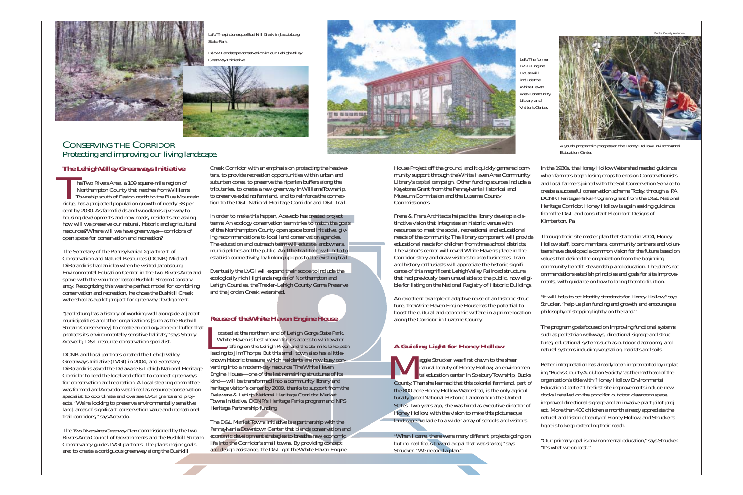Left: The picturesque Bushkill Creek in Jacobsburg State Park.

Below: Landscape conservation in our Lehigh Valley Greenway Initiative.

Left: The former LVRR Engine House will include the White Haven Area Community Library and Visitor's Center.

Bucks County Audubon

A youth program in progress at the Honey Hollow Environmental Education Center.

# CONSERVING THE CORRIDOR

*Protecting and improving our living landscape.*

### The Lehigh Valley Greenways Initiative

The Two Rivers Area, a 109 square-mile region of Northampton County that reaches from Williams Township south of Easton north to the Blue Mountain ridge, has a projected population growth of nearly 38 percent by 2030. As farm fields and woodlands give way to housing developments and new roads, residents are asking, how will we preserve our natural, historic and agricultural resources? Where will we have greenways—corridors of open space for conservation and recreation?

The Secretary of the Pennsylvania Department of Conservation and Natural Resources (DCNR) Michael DiBerardinis had an idea when he visited Jacobsburg Environmental Education Center in the Two Rivers Area and spoke with the volunteer-based Bushkill Stream Conservancy. Recognizing this was the perfect model for combining conservation and recreation, he chose the Bushkill Creek watershed as a pilot project for greenway development.

"Jacobsburg has a history of working well alongside adjacent municipalities and other organizations [such as the Bushkill Stream Conservancy] to create an ecology zone or buffer that protects its environmentally sensitive habitats," says Sherry Acevedo, D&L resource conservation specialist.

DCNR and local partners created the Lehigh Valley Greenways Initiative (LVGI) in 2004, and Secretary DiBerardinis asked the Delaware & Lehigh National Heritage Corridor to lead the localized effort to connect greenways for conservation and recreation. A local steering committee was formed and Acevedo was hired as resource conservation specialist to coordinate and oversee LVGI grants and projects. "We're looking to preserve environmentally sensitive land, areas of significant conservation value and recreational trail corridors," says Acevedo.

The *Two Rivers Area Greenway Plan* commissioned by the Two Rivers Area Council of Governments and the Bushkill Stream Conservancy guides LVGI partners. The plan's major goals are: to create a contiguous greenway along the Bushkill Creek Corridor with an emphasis on protecting the headwaters, to provide recreation opportunities within urban and suburban cores, to preserve the riparian buffers along the tributaries, to create a new greenway in Williams Township, to preserve existing farmland, and to reinforce the connection to the D&L National Heritage Corridor and D&L Trail.

In order to make this happen, Acevedo has created project teams. An ecology conservation team tries to match the goals of the Northampton County open space bond initiative, giving recommendations to local land conservation agencies. The education and outreach team will educate landowners, municipalities and the public. And the trail team will help to establish connectivity, by linking up gaps to the existing trail.

Eventually the LVGI will expand their scope to include the ecologically rich Highlands region of Northampton and Lehigh Counties, the Trexler-Lehigh County Game Preserve and the Jordan Creek watershed.

### Reuse of the White Haven Engine House

Located at the northern end of Lehigh Gorge State Park, White Haven is best known for its access to whitewater rafting on the Lehigh River and the 25-mile bike path leading to Jim Thorpe. But this small town also has a little-known historic treasure, which residents are now busy converting into a modern-day resource. The White Haven Engine House—one of the last remaining structures of its kind—will be transformed into a community library and heritage visitor's center by 2009, thanks to support from the Delaware & Lehigh National Heritage Corridor Market Towns initiative, DCNR's Heritage Parks program and NPS Heritage Partnership funding.

The D&L Market Towns Initiative is a partnership with the Pennsylvania Downtown Center that blends conservation and economic development strategies to breathe new economic life into the Corridor's small towns. By providing concept and design assistance, the D&L got the White Haven Engine House Project off the ground, and it quickly garnered community support through the White Haven Area Community Library's capital campaign. Other funding sources include a Keystone Grant from the Pennsylvania Historical and Museum Commission and the Luzerne County Commissioners.

Frens & Frens Architects helped the library develop a distinctive vision that integrates an historic venue with resources to meet the social, recreational and educational needs of the community. The library component will provide educational needs for children from three school districts. The visitor's center will reveal White Haven's place in the Corridor story and draw visitors to area businesses. Train and history enthusiasts will appreciate the historic significance of this magnificent Lehigh Valley Railroad structure that had previously been unavailable to the public, now eligible for listing on the National Registry of Historic Buildings.

An excellent example of adaptive reuse of an historic structure, the White Haven Engine House has the potential to boost the cultural and economic welfare in a prime location along the Corridor in Luzerne County.

### A Guiding Light for Honey Hollow

Maggie Strucker was first drawn to the sheer natural beauty of Honey Hollow, an environmental education center in Solebury Township, Bucks County. Then she learned that this colonial farmland, part of the 800-acre Honey Hollow Watershed, is the only agriculturally based National Historic Landmark in the United States. Two years ago, she was hired as executive director of Honey Hollow, with the vision to make this picturesque landscape available to a wider array of schools and visitors.

"When I came, there were many different projects going on, but no real focus toward a goal that was shared," says Strucker. "We needed a plan."

In the 1930s, the Honey Hollow Watershed needed guidance when farmers began losing crops to erosion. Conservationists and local farmers joined with the Soil Conservation Service to create a successful conservation scheme. Today, through a PA DCNR Heritage Parks Program grant from the D&L National Heritage Corridor, Honey Hollow is again seeking guidance from the D&L and consultant Piedmont Designs of Kimberton, Pa.

Through their site master plan that started in 2004, Honey Hollow staff, board members, community partners and volunteers have developed a common vision for the future based on values that defined the organization from the beginning—community benefit, stewardship and education. The plan's recommendations establish principles and goals for site improvements, with guidance on how to bring them to fruition.

"It will help to set identity standards for Honey Hollow," says Strucker, "help us plan funding and growth, and encourage a philosophy of stepping lightly on the land."

The program goals focused on improving functional systems such as pedestrian walkways, directional signage and structures; educational systems such as outdoor classrooms; and natural systems including vegetation, habitats and soils.

Better interpretation has already been implemented by replacing "Bucks County Audubon Society" as the masthead of the organization's title with "Honey Hollow Environmental Education Center." The first site improvements include new docks installed on the pond for outdoor classroom space, improved directional signage and an invasive plant pilot project. More than 400 children a month already appreciate the natural and historic beauty of Honey Hollow, and Strucker's hope is to keep extending their reach.

"Our primary goal is environmental education," says Strucker. "It's what we do best."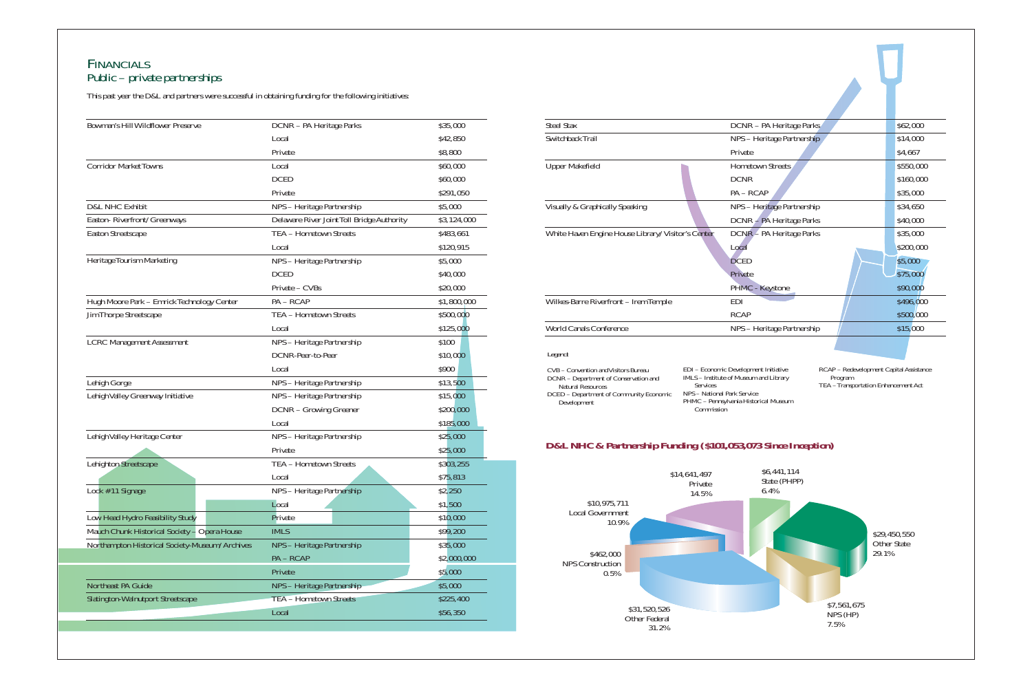# Financials

## Public – private partnerships

This past year the D&L and partners were successful in obtaining funding for the following initiatives:

| Project | Source | Amount |
|---|---|---|
| Bowman's Hill Wildflower Preserve | DCNR – PA Heritage Parks | $35,000 |
| | Local | $42,850 |
| | Private | $8,800 |
| Corridor Market Towns | Local | $60,000 |
| | DCED | $60,000 |
| | Private | $291,050 |
| D&L NHC Exhibit | NPS – Heritage Partnership | $5,000 |
| Easton- Riverfront/ Greenways | Delaware River Joint Toll Bridge Authority | $3,124,000 |
| Easton Streetscape | TEA – Hometown Streets | $483,661 |
| | Local | $120,915 |
| Heritage Tourism Marketing | NPS – Heritage Partnership | $5,000 |
| | DCED | $40,000 |
| | Private – CVBs | $20,000 |
| Hugh Moore Park – Emrick Technology Center | PA – RCAP | $1,800,000 |
| Jim Thorpe Streetscape | TEA – Hometown Streets | $500,000 |
| | Local | $125,000 |
| LCRC Management Assessment | NPS – Heritage Partnership | $100 |
| | DCNR-Peer-to-Peer | $10,000 |
| | Local | $900 |
| Lehigh Gorge | NPS – Heritage Partnership | $13,500 |
| Lehigh Valley Greenway Initiative | NPS – Heritage Partnership | $15,000 |
| | DCNR – Growing Greener | $200,000 |
| | Local | $185,000 |
| Lehigh Valley Heritage Center | NPS – Heritage Partnership | $25,000 |
| | Private | $25,000 |
| Lehighton Streetscape | TEA – Hometown Streets | $303,255 |
| | Local | $75,813 |
| Lock #11 Signage | NPS – Heritage Partnership | $2,250 |
| | Local | $1,500 |
| Low Head Hydro Feasibility Study | Private | $10,000 |
| Mauch Chunk Historical Society – Opera House | IMLS | $99,200 |
| Northampton Historical Society-Museum/ Archives | NPS – Heritage Partnership | $35,000 |
| | PA – RCAP | $2,000,000 |
| | Private | $5,000 |
| Northeast PA Guide | NPS – Heritage Partnership | $5,000 |
| Slatington-Walnutport Streetscape | TEA – Hometown Streets | $225,400 |
| | Local | $56,350 |
| Steel Stax | DCNR – PA Heritage Parks | $62,000 |
| Switchback Trail | NPS – Heritage Partnership | $14,000 |
| | Private | $4,667 |
| Upper Makefield | Hometown Streets | $550,000 |
| | DCNR | $160,000 |
| | PA – RCAP | $35,000 |
| Visually & Graphically Speaking | NPS – Heritage Partnership | $34,650 |
| | DCNR – PA Heritage Parks | $40,000 |
| White Haven Engine House Library/ Visitor's Center | DCNR – PA Heritage Parks | $35,000 |
| | Local | $200,000 |
| | DCED | $5,000 |
| | Private | $75,000 |
| | PHMC - Keystone | $90,000 |
| Wilkes-Barre Riverfront – Irem Temple | EDI | $496,000 |
| | RCAP | $500,000 |
| World Canals Conference | NPS – Heritage Partnership | $15,000 |

Legend:

- CVB – Convention and Visitors Bureau
- DCNR – Department of Conservation and Natural Resources
- DCED – Department of Community Economic Development
- EDI – Economic Development Initiative
- IMLS – Institute of Museum and Library Services
- NPS – National Park Service
- PHMC – Pennsylvania Historical Museum Commission
- RCAP – Redevelopment Capital Assistance Program
- TEA – Transportation Enhancement Act

**D&L NHC & Partnership Funding ($101,053,073 Since Inception)**

| Source | Amount | Percent |
|---|---|---|
| Private | $14,641,497 | 14.5% |
| State (PHPP) | $6,441,114 | 6.4% |
| Other State | $29,450,550 | 29.1% |
| NPS (HP) | $7,561,675 | 7.5% |
| Other Federal | $31,520,526 | 31.2% |
| NPS Construction | $462,000 | 0.5% |
| Local Government | $10,975,711 | 10.9% |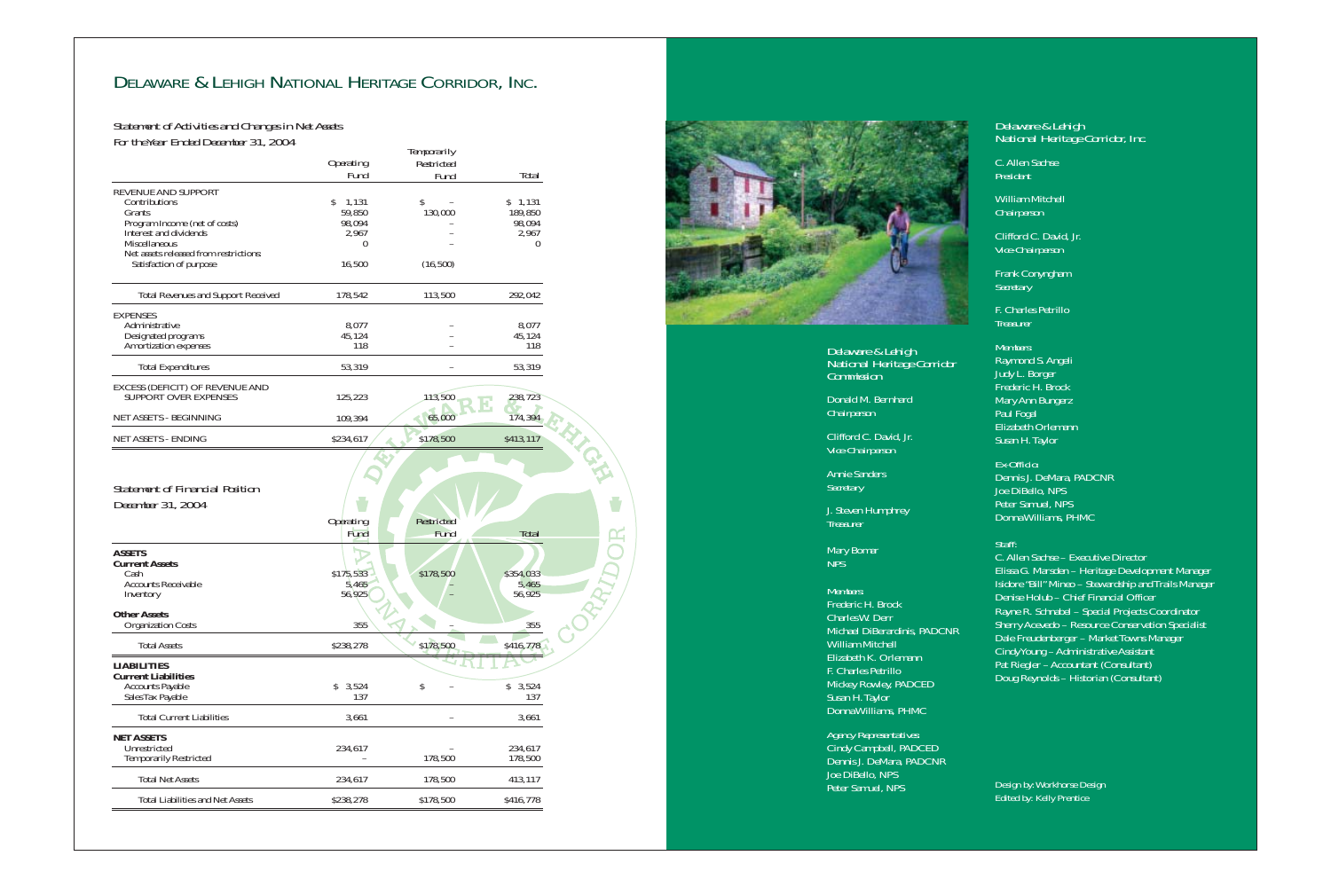# Delaware & Lehigh National Heritage Corridor, Inc.

*Statement of Activities and Changes in Net Assets*

*For the Year Ended December 31, 2004*

| | Operating Fund | Temporarily Restricted Fund | Total |
|---|---|---|---|
| REVENUE AND SUPPORT | | | |
| Contributions | $ 1,131 | $ – | $ 1,131 |
| Grants | 59,850 | 130,000 | 189,850 |
| Program Income (net of costs) | 98,094 | – | 98,094 |
| Interest and dividends | 2,967 | – | 2,967 |
| Miscellaneous | 0 | – | 0 |
| Net assets released from restrictions: | | | |
| Satisfaction of purpose | 16,500 | (16,500) | |
| Total Revenues and Support Received | 178,542 | 113,500 | 292,042 |
| EXPENSES | | | |
| Administrative | 8,077 | – | 8,077 |
| Designated programs | 45,124 | – | 45,124 |
| Amortization expenses | 118 | – | 118 |
| Total Expenditures | 53,319 | – | 53,319 |
| EXCESS (DEFICIT) OF REVENUE AND SUPPORT OVER EXPENSES | 125,223 | 113,500 | 238,723 |
| NET ASSETS - BEGINNING | 109,394 | 65,000 | 174,394 |
| NET ASSETS - ENDING | $234,617 | $178,500 | $413,117 |

*Statement of Financial Position*

*December 31, 2004*

| | Operating Fund | Restricted Fund | Total |
|---|---|---|---|
| **ASSETS** | | | |
| **Current Assets** | | | |
| Cash | $175,533 | $178,500 | $354,033 |
| Accounts Receivable | 5,465 | – | 5,465 |
| Inventory | 56,925 | – | 56,925 |
| **Other Assets** | | | |
| Organization Costs | 355 | – | 355 |
| Total Assets | $238,278 | $178,500 | $416,778 |
| **LIABILITIES** | | | |
| **Current Liabilities** | | | |
| Accounts Payable | $ 3,524 | $ – | $ 3,524 |
| Sales Tax Payable | 137 | | 137 |
| Total Current Liabilities | 3,661 | – | 3,661 |
| **NET ASSETS** | | | |
| Unrestricted | 234,617 | – | 234,617 |
| Temporarily Restricted | – | 178,500 | 178,500 |
| Total Net Assets | 234,617 | 178,500 | 413,117 |
| Total Liabilities and Net Assets | $238,278 | $178,500 | $416,778 |

*Delaware & Lehigh National Heritage Corridor Commission*

Donald M. Bernhard
*Chairperson*

Clifford C. David, Jr.
*Vice-Chairperson*

Annie Sanders
*Secretary*

J. Steven Humphrey
*Treasurer*

Mary Bomar
*NPS*

*Members*
Frederic H. Brock
Charles W. Derr
Michael DiBerardinis, PADCNR
William Mitchell
Elizabeth K. Orlemann
F. Charles Petrillo
Mickey Rowley, PADCED
Susan H. Taylor
Donna Williams, PHMC

*Agency Representatives*
Cindy Campbell, PADCED
Dennis J. DeMara, PADCNR
Joe DiBello, NPS
Peter Samuel, NPS

*Delaware & Lehigh National Heritage Corridor, Inc.*

C. Allen Sachse
*President*

William Mitchell
*Chairperson*

Clifford C. David, Jr.
*Vice-Chairperson*

Frank Conyngham
*Secretary*

F. Charles Petrillo
*Treasurer*

*Members*
Raymond S. Angeli
Judy L. Borger
Frederic H. Brock
Mary Ann Bungerz
Paul Fogel
Elizabeth Orlemann
Susan H. Taylor

*Ex-Officio*
Dennis J. DeMara, PADCNR
Joe DiBello, NPS
Peter Samuel, NPS
Donna Williams, PHMC

*Staff:*
C. Allen Sachse – Executive Director
Elissa G. Marsden – Heritage Development Manager
Isidore "Bill" Mineo – Stewardship and Trails Manager
Denise Holub – Chief Financial Officer
Rayne R. Schnabel – Special Projects Coordinator
Sherry Acevedo – Resource Conservation Specialist
Dale Freudenberger – Market Towns Manager
Cindy Young – Administrative Assistant
Pat Riegler – Accountant (Consultant)
Doug Reynolds – Historian (Consultant)

Design by: Workhorse Design
Edited by: Kelly Prentice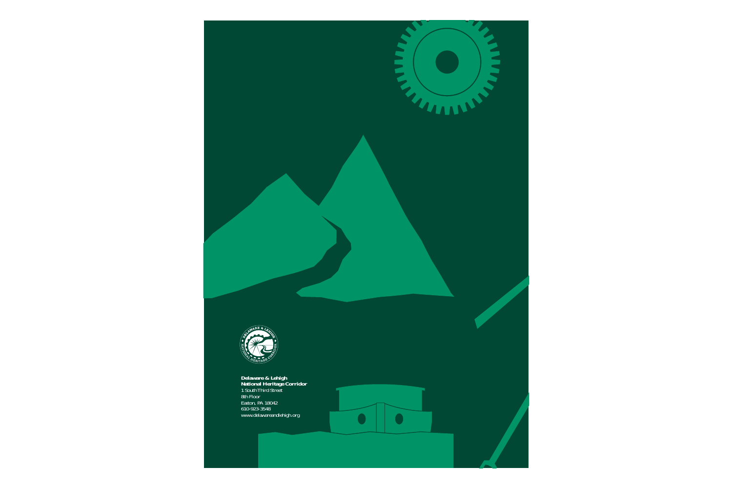**Delaware & Lehigh**
**National Heritage Corridor**
1 South Third Street
8th Floor
Easton, PA 18042
610-923-3548
www.delawareandlehigh.org